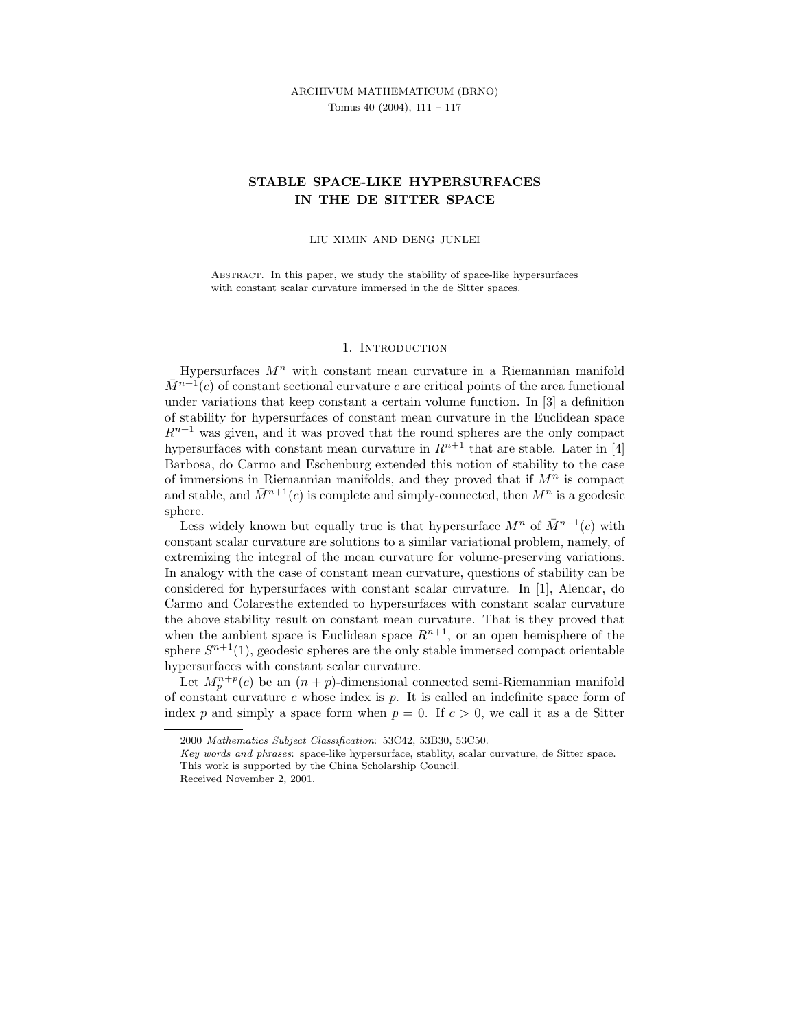# STABLE SPACE-LIKE HYPERSURFACES IN THE DE SITTER SPACE

LIU XIMIN AND DENG JUNLEI

Abstract. In this paper, we study the stability of space-like hypersurfaces with constant scalar curvature immersed in the de Sitter spaces.

## 1. Introduction

Hypersurfaces $M^n$ with constant mean curvature in a Riemannian manifold $\bar{M}^{n+1}(c)$ of constant sectional curvature $c$ are critical points of the area functional under variations that keep constant a certain volume function. In [3] a definition of stability for hypersurfaces of constant mean curvature in the Euclidean space $R^{n+1}$ was given, and it was proved that the round spheres are the only compact hypersurfaces with constant mean curvature in $R^{n+1}$ that are stable. Later in [4] Barbosa, do Carmo and Eschenburg extended this notion of stability to the case of immersions in Riemannian manifolds, and they proved that if $M^n$ is compact and stable, and $\bar{M}^{n+1}(c)$ is complete and simply-connected, then $M^n$ is a geodesic sphere.

Less widely known but equally true is that hypersurface $M^n$ of $\bar{M}^{n+1}(c)$ with constant scalar curvature are solutions to a similar variational problem, namely, of extremizing the integral of the mean curvature for volume-preserving variations. In analogy with the case of constant mean curvature, questions of stability can be considered for hypersurfaces with constant scalar curvature. In [1], Alencar, do Carmo and Colaresthe extended to hypersurfaces with constant scalar curvature the above stability result on constant mean curvature. That is they proved that when the ambient space is Euclidean space $R^{n+1}$, or an open hemisphere of the sphere $S^{n+1}(1)$, geodesic spheres are the only stable immersed compact orientable hypersurfaces with constant scalar curvature.

Let $M_p^{n+p}(c)$ be an $(n+p)$-dimensional connected semi-Riemannian manifold of constant curvature $c$ whose index is $p$. It is called an indefinite space form of index $p$ and simply a space form when $p = 0$. If $c > 0$, we call it as a de Sitter

2000 *Mathematics Subject Classification*: 53C42, 53B30, 53C50.

*Key words and phrases*: space-like hypersurface, stablity, scalar curvature, de Sitter space.

This work is supported by the China Scholarship Council.

Received November 2, 2001.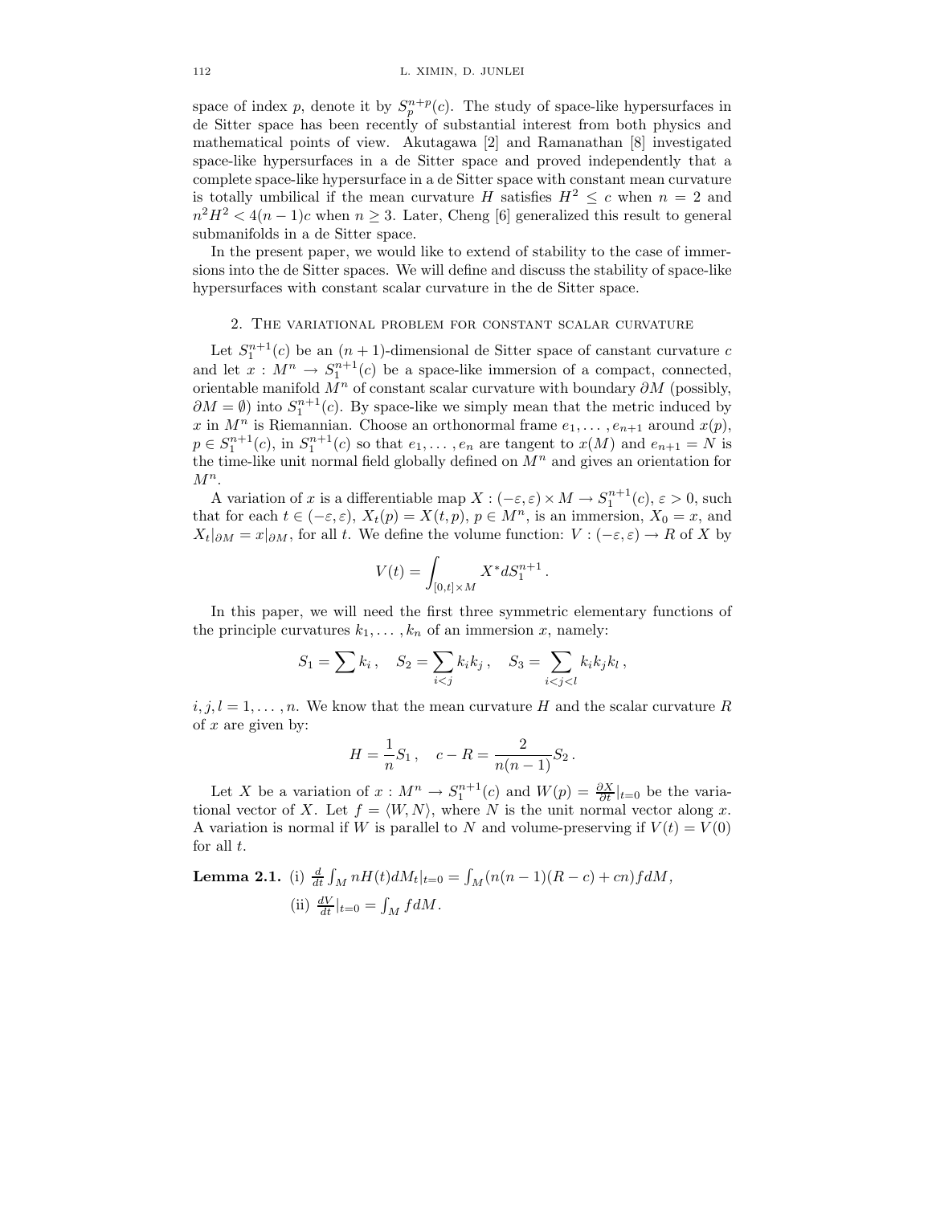space of index $p$, denote it by $S_p^{n+p}(c)$. The study of space-like hypersurfaces in de Sitter space has been recently of substantial interest from both physics and mathematical points of view. Akutagawa [2] and Ramanathan [8] investigated space-like hypersurfaces in a de Sitter space and proved independently that a complete space-like hypersurface in a de Sitter space with constant mean curvature is totally umbilical if the mean curvature $H$ satisfies $H^2 \leq c$ when $n = 2$ and $n^2H^2 < 4(n-1)c$ when $n \geq 3$. Later, Cheng [6] generalized this result to general submanifolds in a de Sitter space.

In the present paper, we would like to extend of stability to the case of immersions into the de Sitter spaces. We will define and discuss the stability of space-like hypersurfaces with constant scalar curvature in the de Sitter space.

## 2. The variational problem for constant scalar curvature

Let $S_1^{n+1}(c)$ be an $(n+1)$-dimensional de Sitter space of canstant curvature $c$ and let $x : M^n \to S_1^{n+1}(c)$ be a space-like immersion of a compact, connected, orientable manifold $M^n$ of constant scalar curvature with boundary $\partial M$ (possibly, $\partial M = \emptyset$) into $S_1^{n+1}(c)$. By space-like we simply mean that the metric induced by $x$ in $M^n$ is Riemannian. Choose an orthonormal frame $e_1, \ldots, e_{n+1}$ around $x(p)$, $p \in S_1^{n+1}(c)$, in $S_1^{n+1}(c)$ so that $e_1, \ldots, e_n$ are tangent to $x(M)$ and $e_{n+1} = N$ is the time-like unit normal field globally defined on $M^n$ and gives an orientation for $M^n$.

A variation of $x$ is a differentiable map $X : (-\varepsilon, \varepsilon) \times M \to S_1^{n+1}(c)$, $\varepsilon > 0$, such that for each $t \in (-\varepsilon, \varepsilon)$, $X_t(p) = X(t, p)$, $p \in M^n$, is an immersion, $X_0 = x$, and $X_t|_{\partial M} = x|_{\partial M}$, for all $t$. We define the volume function: $V : (-\varepsilon, \varepsilon) \to R$ of $X$ by

$$V(t) = \int_{[0,t]\times M} X^* dS_1^{n+1}\,.$$

In this paper, we will need the first three symmetric elementary functions of the principle curvatures $k_1, \ldots, k_n$ of an immersion $x$, namely:

$$S_1 = \sum k_i\,, \quad S_2 = \sum_{i<j} k_i k_j\,, \quad S_3 = \sum_{i<j<l} k_i k_j k_l\,,$$

$i, j, l = 1, \ldots, n$. We know that the mean curvature $H$ and the scalar curvature $R$ of $x$ are given by:

$$H = \frac{1}{n} S_1\,, \quad c - R = \frac{2}{n(n-1)} S_2\,.$$

Let $X$ be a variation of $x : M^n \to S_1^{n+1}(c)$ and $W(p) = \frac{\partial X}{\partial t}|_{t=0}$ be the variational vector of $X$. Let $f = \langle W, N\rangle$, where $N$ is the unit normal vector along $x$. A variation is normal if $W$ is parallel to $N$ and volume-preserving if $V(t) = V(0)$ for all $t$.

**Lemma 2.1.** (i) $\frac{d}{dt}\int_M nH(t)dM_t|_{t=0} = \int_M (n(n-1)(R-c) + cn) f dM$,

(ii) $\frac{dV}{dt}|_{t=0} = \int_M f dM$.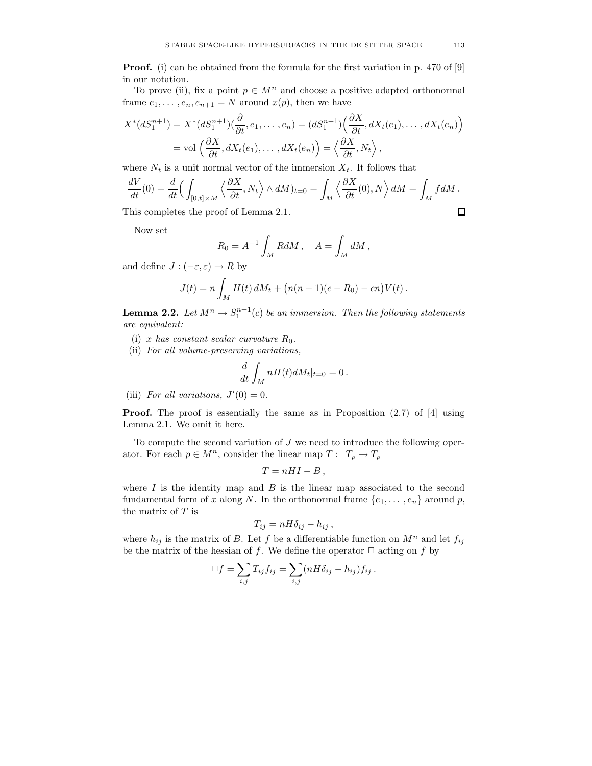**Proof.** (i) can be obtained from the formula for the first variation in p. 470 of [9] in our notation.

To prove (ii), fix a point $p \in M^n$ and choose a positive adapted orthonormal frame $e_1, \ldots, e_n, e_{n+1} = N$ around $x(p)$, then we have

$$
\begin{aligned}
X^*(dS_1^{n+1}) &= X^*(dS_1^{n+1})(\frac{\partial}{\partial t}, e_1, \ldots, e_n) = (dS_1^{n+1})\Big(\frac{\partial X}{\partial t}, dX_t(e_1), \ldots, dX_t(e_n)\Big) \\
&= \operatorname{vol}\Big(\frac{\partial X}{\partial t}, dX_t(e_1), \ldots, dX_t(e_n)\Big) = \Big\langle \frac{\partial X}{\partial t}, N_t \Big\rangle ,
\end{aligned}
$$

where $N_t$ is a unit normal vector of the immersion $X_t$. It follows that

$$
\frac{dV}{dt}(0) = \frac{d}{dt}\Big(\int_{[0,t]\times M} \Big\langle \frac{\partial X}{\partial t}, N_t \Big\rangle \wedge dM)_{t=0} = \int_M \Big\langle \frac{\partial X}{\partial t}(0), N \Big\rangle \, dM = \int_M f dM \,.
$$

This completes the proof of Lemma 2.1. $\square$

Now set

$$
R_0 = A^{-1} \int_M R dM \,, \quad A = \int_M dM \,,
$$

and define $J : (-\varepsilon, \varepsilon) \to R$ by

$$
J(t) = n \int_M H(t)\, dM_t + \big(n(n-1)(c - R_0) - cn\big) V(t) \,.
$$

**Lemma 2.2.** *Let $M^n \to S_1^{n+1}(c)$ be an immersion. Then the following statements are equivalent:*

(i) *$x$ has constant scalar curvature $R_0$.*

(ii) *For all volume-preserving variations,*

$$
\frac{d}{dt} \int_M nH(t) dM_t|_{t=0} = 0 \,.
$$

(iii) *For all variations, $J'(0) = 0$.*

**Proof.** The proof is essentially the same as in Proposition (2.7) of [4] using Lemma 2.1. We omit it here.

To compute the second variation of $J$ we need to introduce the following operator. For each $p \in M^n$, consider the linear map $T : \ T_p \to T_p$

$$
T = nHI - B \,,
$$

where $I$ is the identity map and $B$ is the linear map associated to the second fundamental form of $x$ along $N$. In the orthonormal frame $\{e_1, \ldots, e_n\}$ around $p$, the matrix of $T$ is

$$
T_{ij} = nH\delta_{ij} - h_{ij} \,,
$$

where $h_{ij}$ is the matrix of $B$. Let $f$ be a differentiable function on $M^n$ and let $f_{ij}$ be the matrix of the hessian of $f$. We define the operator $\Box$ acting on $f$ by

$$
\Box f = \sum_{i,j} T_{ij} f_{ij} = \sum_{i,j} (nH\delta_{ij} - h_{ij}) f_{ij} \,.
$$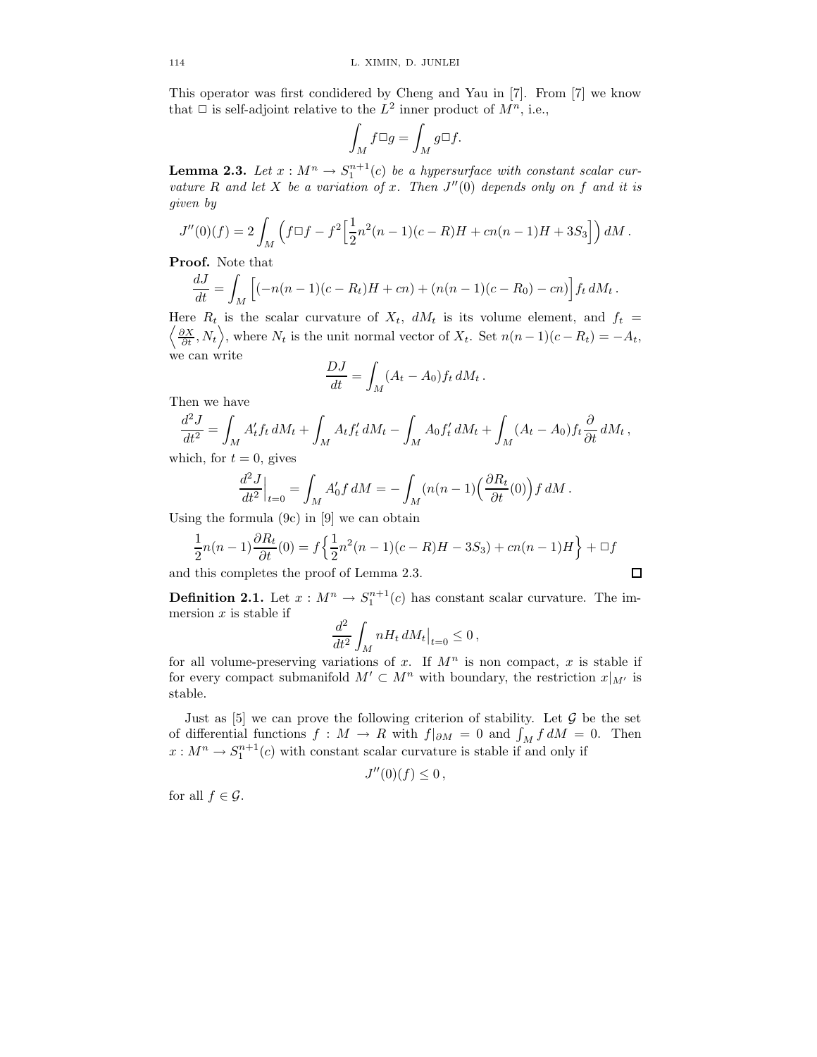This operator was first condidered by Cheng and Yau in [7]. From [7] we know that $\square$ is self-adjoint relative to the $L^2$ inner product of $M^n$, i.e.,

$$\int_M f\square g = \int_M g\square f.$$

**Lemma 2.3.** *Let $x : M^n \to S_1^{n+1}(c)$ be a hypersurface with constant scalar curvature $R$ and let $X$ be a variation of $x$. Then $J''(0)$ depends only on $f$ and it is given by*

$$J''(0)(f) = 2\int_M \Big(f\square f - f^2\Big[\frac{1}{2}n^2(n-1)(c-R)H + cn(n-1)H + 3S_3\Big]\Big)\, dM\,.$$

**Proof.** Note that

$$\frac{dJ}{dt} = \int_M \Big[(-n(n-1)(c-R_t)H + cn) + (n(n-1)(c-R_0) - cn)\Big] f_t\, dM_t\,.$$

Here $R_t$ is the scalar curvature of $X_t$, $dM_t$ is its volume element, and $f_t = \left\langle \frac{\partial X}{\partial t}, N_t\right\rangle$, where $N_t$ is the unit normal vector of $X_t$. Set $n(n-1)(c-R_t) = -A_t$, we can write

$$\frac{DJ}{dt} = \int_M (A_t - A_0) f_t\, dM_t\,.$$

Then we have

$$\frac{d^2J}{dt^2} = \int_M A_t' f_t\, dM_t + \int_M A_t f_t'\, dM_t - \int_M A_0 f_t'\, dM_t + \int_M (A_t - A_0) f_t \frac{\partial}{\partial t}\, dM_t\,,$$

which, for $t = 0$, gives

$$\frac{d^2J}{dt^2}\Big|_{t=0} = \int_M A_0' f\, dM = -\int_M (n(n-1)\Big(\frac{\partial R_t}{\partial t}(0)\Big) f\, dM\,.$$

Using the formula (9c) in [9] we can obtain

$$\frac{1}{2}n(n-1)\frac{\partial R_t}{\partial t}(0) = f\Big\{\frac{1}{2}n^2(n-1)(c-R)H - 3S_3) + cn(n-1)H\Big\} + \square f$$

and this completes the proof of Lemma 2.3. $\square$

**Definition 2.1.** Let $x : M^n \to S_1^{n+1}(c)$ has constant scalar curvature. The immersion $x$ is stable if

$$\frac{d^2}{dt^2}\int_M nH_t\, dM_t\Big|_{t=0} \le 0\,,$$

for all volume-preserving variations of $x$. If $M^n$ is non compact, $x$ is stable if for every compact submanifold $M' \subset M^n$ with boundary, the restriction $x|_{M'}$ is stable.

Just as [5] we can prove the following criterion of stability. Let $\mathcal{G}$ be the set of differential functions $f : M \to R$ with $f|_{\partial M} = 0$ and $\int_M f\, dM = 0$. Then $x : M^n \to S_1^{n+1}(c)$ with constant scalar curvature is stable if and only if

$$J''(0)(f) \le 0\,,$$

for all $f \in \mathcal{G}$.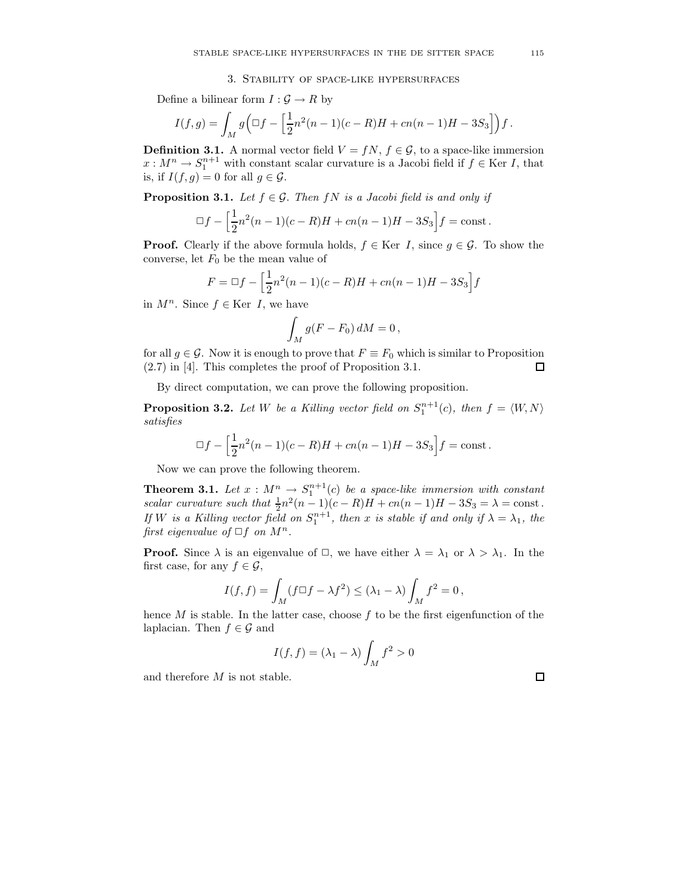## 3. Stability of space-like hypersurfaces

Define a bilinear form $I : \mathcal{G} \to R$ by

$$I(f,g) = \int_M g\Big(\Box f - \Big[\frac{1}{2}n^2(n-1)(c-R)H + cn(n-1)H - 3S_3\Big]\Big) f\,.$$

**Definition 3.1.** A normal vector field $V = fN$, $f \in \mathcal{G}$, to a space-like immersion $x : M^n \to S_1^{n+1}$ with constant scalar curvature is a Jacobi field if $f \in \text{Ker } I$, that is, if $I(f,g) = 0$ for all $g \in \mathcal{G}$.

**Proposition 3.1.** *Let $f \in \mathcal{G}$. Then $fN$ is a Jacobi field is and only if*

$$\Box f - \Big[\frac{1}{2}n^2(n-1)(c-R)H + cn(n-1)H - 3S_3\Big] f = \text{const}\,.$$

**Proof.** Clearly if the above formula holds, $f \in \text{Ker } I$, since $g \in \mathcal{G}$. To show the converse, let $F_0$ be the mean value of

$$F = \Box f - \Big[\frac{1}{2}n^2(n-1)(c-R)H + cn(n-1)H - 3S_3\Big] f$$

in $M^n$. Since $f \in \text{Ker } I$, we have

$$\int_M g(F - F_0)\, dM = 0\,,$$

for all $g \in \mathcal{G}$. Now it is enough to prove that $F \equiv F_0$ which is similar to Proposition (2.7) in [4]. This completes the proof of Proposition 3.1. $\square$

By direct computation, we can prove the following proposition.

**Proposition 3.2.** *Let $W$ be a Killing vector field on $S_1^{n+1}(c)$, then $f = \langle W, N\rangle$ satisfies*

$$\Box f - \Big[\frac{1}{2}n^2(n-1)(c-R)H + cn(n-1)H - 3S_3\Big] f = \text{const}\,.$$

Now we can prove the following theorem.

**Theorem 3.1.** *Let $x : M^n \to S_1^{n+1}(c)$ be a space-like immersion with constant scalar curvature such that $\frac{1}{2}n^2(n-1)(c-R)H + cn(n-1)H - 3S_3 = \lambda = \text{const}$. If $W$ is a Killing vector field on $S_1^{n+1}$, then $x$ is stable if and only if $\lambda = \lambda_1$, the first eigenvalue of $\Box f$ on $M^n$.*

**Proof.** Since $\lambda$ is an eigenvalue of $\Box$, we have either $\lambda = \lambda_1$ or $\lambda > \lambda_1$. In the first case, for any $f \in \mathcal{G}$,

$$I(f,f) = \int_M (f\Box f - \lambda f^2) \le (\lambda_1 - \lambda)\int_M f^2 = 0\,,$$

hence $M$ is stable. In the latter case, choose $f$ to be the first eigenfunction of the laplacian. Then $f \in \mathcal{G}$ and

$$I(f,f) = (\lambda_1 - \lambda)\int_M f^2 > 0$$

and therefore $M$ is not stable. $\square$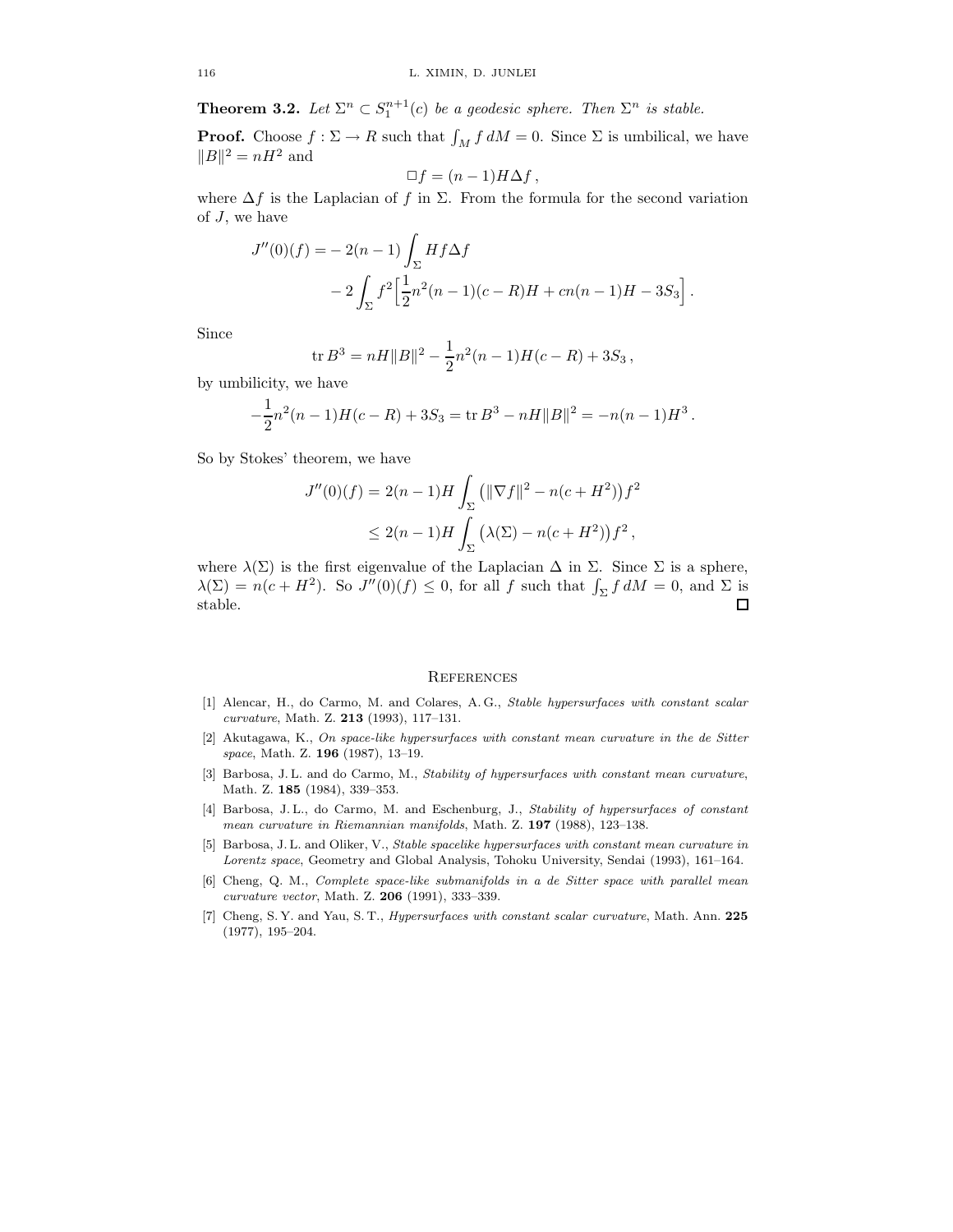**Theorem 3.2.** *Let $\Sigma^n \subset S_1^{n+1}(c)$ be a geodesic sphere. Then $\Sigma^n$ is stable.*

**Proof.** Choose $f : \Sigma \to R$ such that $\int_M f\,dM = 0$. Since $\Sigma$ is umbilical, we have $\|B\|^2 = nH^2$ and

$$\Box f = (n-1)H\Delta f\,,$$

where $\Delta f$ is the Laplacian of $f$ in $\Sigma$. From the formula for the second variation of $J$, we have

$$\begin{aligned} J''(0)(f) = & -2(n-1)\int_\Sigma Hf\Delta f \\ & -2\int_\Sigma f^2\Big[\frac{1}{2}n^2(n-1)(c-R)H + cn(n-1)H - 3S_3\Big]\,. \end{aligned}$$

Since

$$\operatorname{tr} B^3 = nH\|B\|^2 - \frac{1}{2}n^2(n-1)H(c-R) + 3S_3\,,$$

by umbilicity, we have

$$-\frac{1}{2}n^2(n-1)H(c-R) + 3S_3 = \operatorname{tr} B^3 - nH\|B\|^2 = -n(n-1)H^3\,.$$

So by Stokes' theorem, we have

$$\begin{aligned} J''(0)(f) &= 2(n-1)H\int_\Sigma \big(\|\nabla f\|^2 - n(c+H^2)\big)f^2 \\ &\le 2(n-1)H\int_\Sigma \big(\lambda(\Sigma) - n(c+H^2)\big)f^2\,, \end{aligned}$$

where $\lambda(\Sigma)$ is the first eigenvalue of the Laplacian $\Delta$ in $\Sigma$. Since $\Sigma$ is a sphere, $\lambda(\Sigma) = n(c+H^2)$. So $J''(0)(f) \le 0$, for all $f$ such that $\int_\Sigma f\,dM = 0$, and $\Sigma$ is stable. $\square$

## References

[1] Alencar, H., do Carmo, M. and Colares, A. G., *Stable hypersurfaces with constant scalar curvature*, Math. Z. **213** (1993), 117–131.

[2] Akutagawa, K., *On space-like hypersurfaces with constant mean curvature in the de Sitter space*, Math. Z. **196** (1987), 13–19.

[3] Barbosa, J. L. and do Carmo, M., *Stability of hypersurfaces with constant mean curvature*, Math. Z. **185** (1984), 339–353.

[4] Barbosa, J. L., do Carmo, M. and Eschenburg, J., *Stability of hypersurfaces of constant mean curvature in Riemannian manifolds*, Math. Z. **197** (1988), 123–138.

[5] Barbosa, J. L. and Oliker, V., *Stable spacelike hypersurfaces with constant mean curvature in Lorentz space*, Geometry and Global Analysis, Tohoku University, Sendai (1993), 161–164.

[6] Cheng, Q. M., *Complete space-like submanifolds in a de Sitter space with parallel mean curvature vector*, Math. Z. **206** (1991), 333–339.

[7] Cheng, S. Y. and Yau, S. T., *Hypersurfaces with constant scalar curvature*, Math. Ann. **225** (1977), 195–204.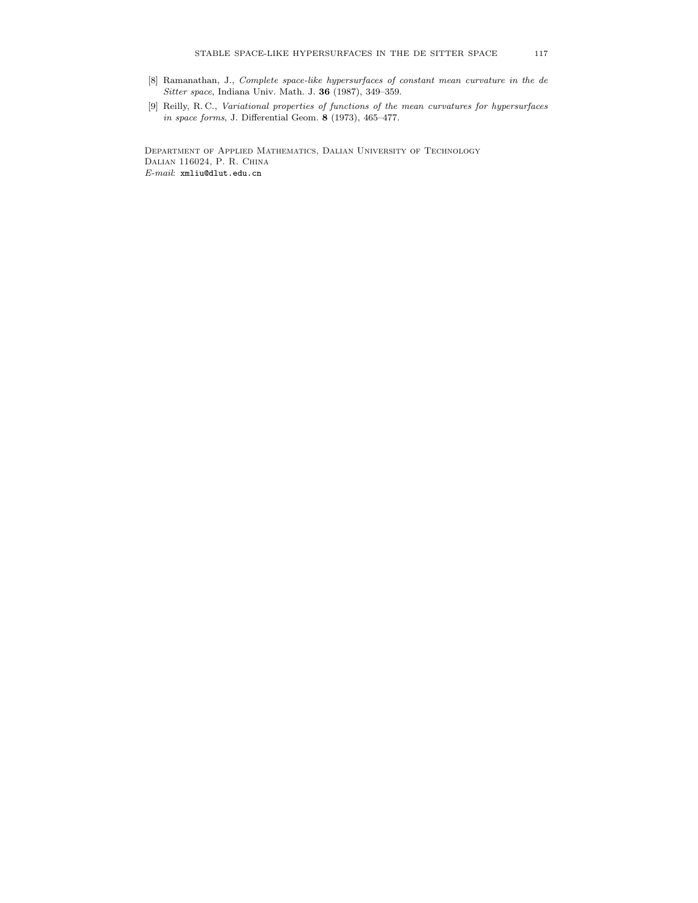[8] Ramanathan, J., *Complete space-like hypersurfaces of constant mean curvature in the de Sitter space*, Indiana Univ. Math. J. **36** (1987), 349–359.

[9] Reilly, R. C., *Variational properties of functions of the mean curvatures for hypersurfaces in space forms*, J. Differential Geom. **8** (1973), 465–477.

Department of Applied Mathematics, Dalian University of Technology
Dalian 116024, P. R. China
*E-mail*: xmliu@dlut.edu.cn